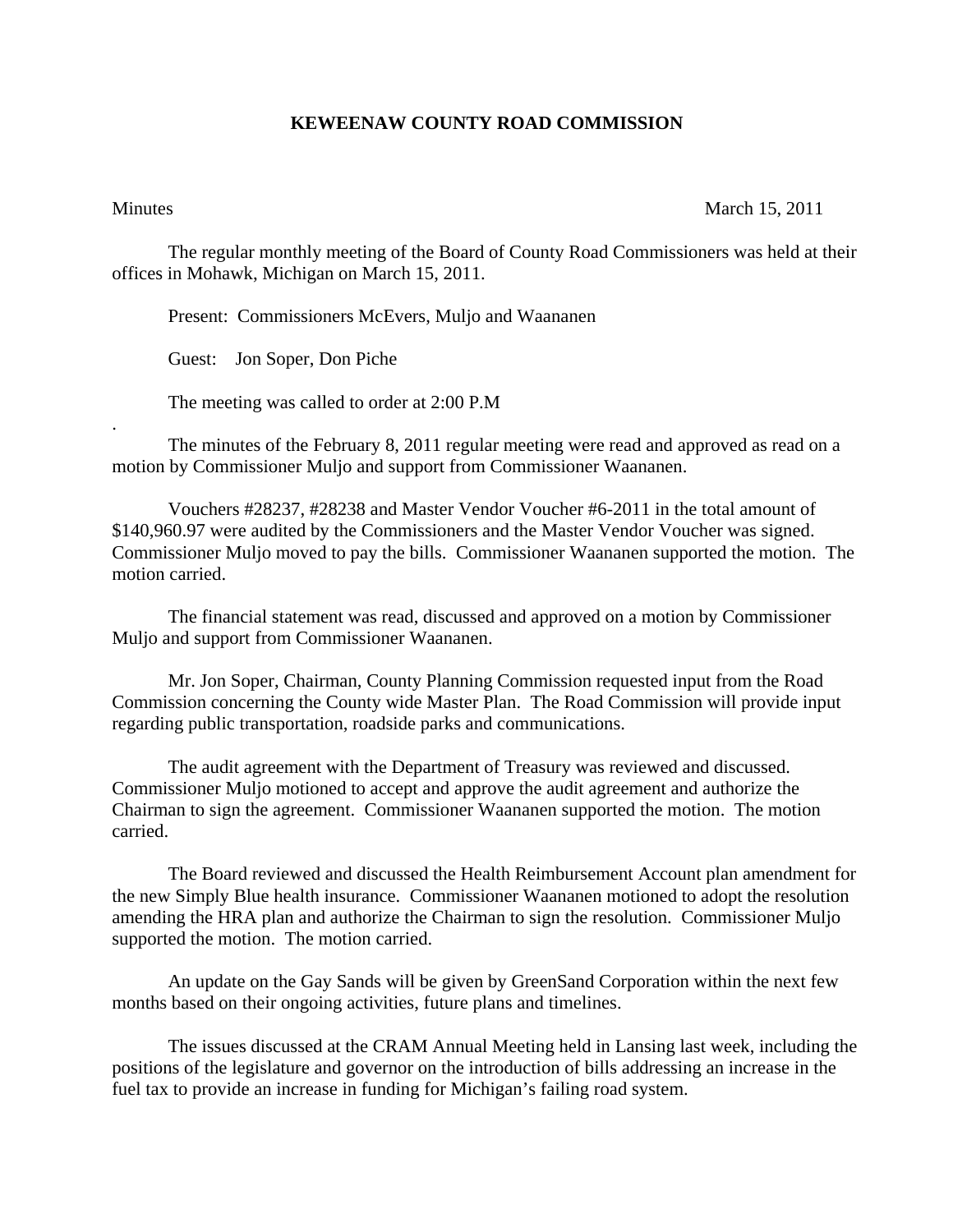# KEWEENAW COUNTY ROAD COMMISSION

Minutes March 15, 2011

The regular monthly meeting of the Board of County Road Commissioners was held at their offices in Mohawk, Michigan on March 15, 2011.

Present: Commissioners McEvers, Muljo and Waananen

Guest: Jon Soper, Don Piche

The meeting was called to order at 2:00 P.M

.

The minutes of the February 8, 2011 regular meeting were read and approved as read on a motion by Commissioner Muljo and support from Commissioner Waananen.

Vouchers #28237, #28238 and Master Vendor Voucher #6-2011 in the total amount of $140,960.97 were audited by the Commissioners and the Master Vendor Voucher was signed. Commissioner Muljo moved to pay the bills. Commissioner Waananen supported the motion. The motion carried.

The financial statement was read, discussed and approved on a motion by Commissioner Muljo and support from Commissioner Waananen.

Mr. Jon Soper, Chairman, County Planning Commission requested input from the Road Commission concerning the County wide Master Plan. The Road Commission will provide input regarding public transportation, roadside parks and communications.

The audit agreement with the Department of Treasury was reviewed and discussed. Commissioner Muljo motioned to accept and approve the audit agreement and authorize the Chairman to sign the agreement. Commissioner Waananen supported the motion. The motion carried.

The Board reviewed and discussed the Health Reimbursement Account plan amendment for the new Simply Blue health insurance. Commissioner Waananen motioned to adopt the resolution amending the HRA plan and authorize the Chairman to sign the resolution. Commissioner Muljo supported the motion. The motion carried.

An update on the Gay Sands will be given by GreenSand Corporation within the next few months based on their ongoing activities, future plans and timelines.

The issues discussed at the CRAM Annual Meeting held in Lansing last week, including the positions of the legislature and governor on the introduction of bills addressing an increase in the fuel tax to provide an increase in funding for Michigan's failing road system.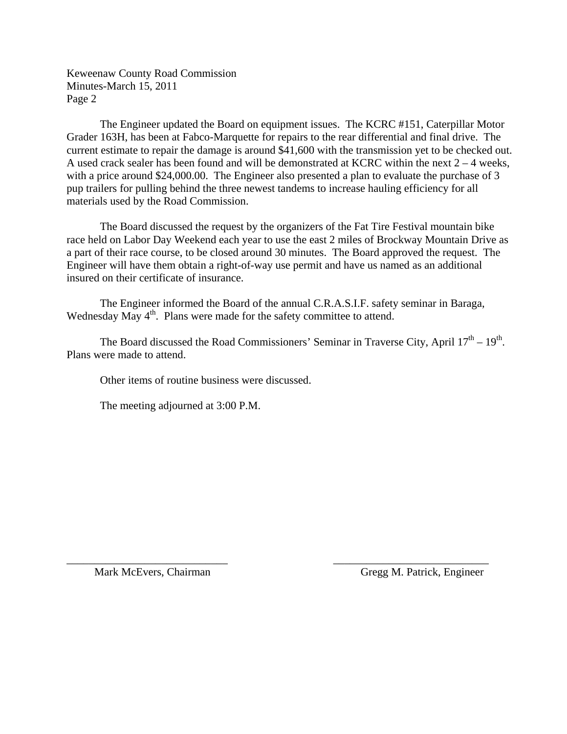The Engineer updated the Board on equipment issues. The KCRC #151, Caterpillar Motor Grader 163H, has been at Fabco-Marquette for repairs to the rear differential and final drive. The current estimate to repair the damage is around $41,600 with the transmission yet to be checked out. A used crack sealer has been found and will be demonstrated at KCRC within the next 2 – 4 weeks, with a price around $24,000.00. The Engineer also presented a plan to evaluate the purchase of 3 pup trailers for pulling behind the three newest tandems to increase hauling efficiency for all materials used by the Road Commission.

The Board discussed the request by the organizers of the Fat Tire Festival mountain bike race held on Labor Day Weekend each year to use the east 2 miles of Brockway Mountain Drive as a part of their race course, to be closed around 30 minutes. The Board approved the request. The Engineer will have them obtain a right-of-way use permit and have us named as an additional insured on their certificate of insurance.

The Engineer informed the Board of the annual C.R.A.S.I.F. safety seminar in Baraga, Wednesday May 4th. Plans were made for the safety committee to attend.

The Board discussed the Road Commissioners' Seminar in Traverse City, April 17th – 19th. Plans were made to attend.

Other items of routine business were discussed.

The meeting adjourned at 3:00 P.M.

\_\_\_\_\_\_\_\_\_\_\_\_\_\_\_\_\_\_\_\_\_\_\_\_\_\_\_\_\_\_
Mark McEvers, Chairman

\_\_\_\_\_\_\_\_\_\_\_\_\_\_\_\_\_\_\_\_\_\_\_\_\_\_\_\_\_\_
Gregg M. Patrick, Engineer